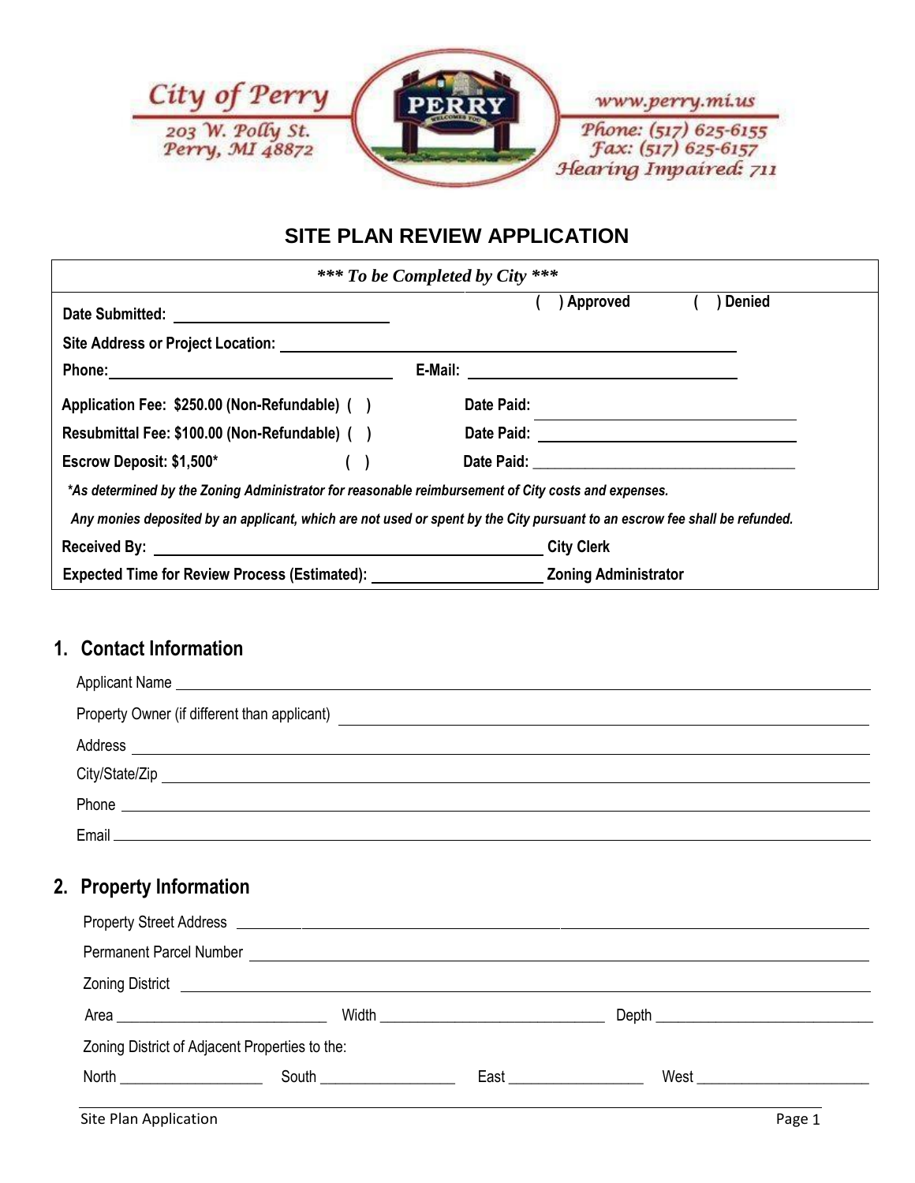City of Perry
203 W. Polly St.
Perry, MI 48872

www.perry.mi.us
Phone: (517) 625-6155
Fax: (517) 625-6157
Hearing Impaired: 711

# SITE PLAN REVIEW APPLICATION

***\*\*\* To be Completed by City \*\*\****

**Date Submitted:** ______________________ **( ) Approved** **( ) Denied**

**Site Address or Project Location:** ______________________

**Phone:** ______________________ **E-Mail:** ______________________

**Application Fee: $250.00 (Non-Refundable) ( )** **Date Paid:** ______________________

**Resubmittal Fee: $100.00 (Non-Refundable) ( )** **Date Paid:** ______________________

**Escrow Deposit: $1,500\* ( )** **Date Paid:** ______________________

***\*As determined by the Zoning Administrator for reasonable reimbursement of City costs and expenses.***

***Any monies deposited by an applicant, which are not used or spent by the City pursuant to an escrow fee shall be refunded.***

**Received By:** ______________________ **City Clerk**

**Expected Time for Review Process (Estimated):** ______________________ **Zoning Administrator**

## 1. Contact Information

Applicant Name ______________________

Property Owner (if different than applicant) ______________________

Address ______________________

City/State/Zip ______________________

Phone ______________________

Email ______________________

## 2. Property Information

Property Street Address ______________________

Permanent Parcel Number ______________________

Zoning District ______________________

Area ______________________ Width ______________________ Depth ______________________

Zoning District of Adjacent Properties to the:

North ______________ South ______________ East ______________ West ______________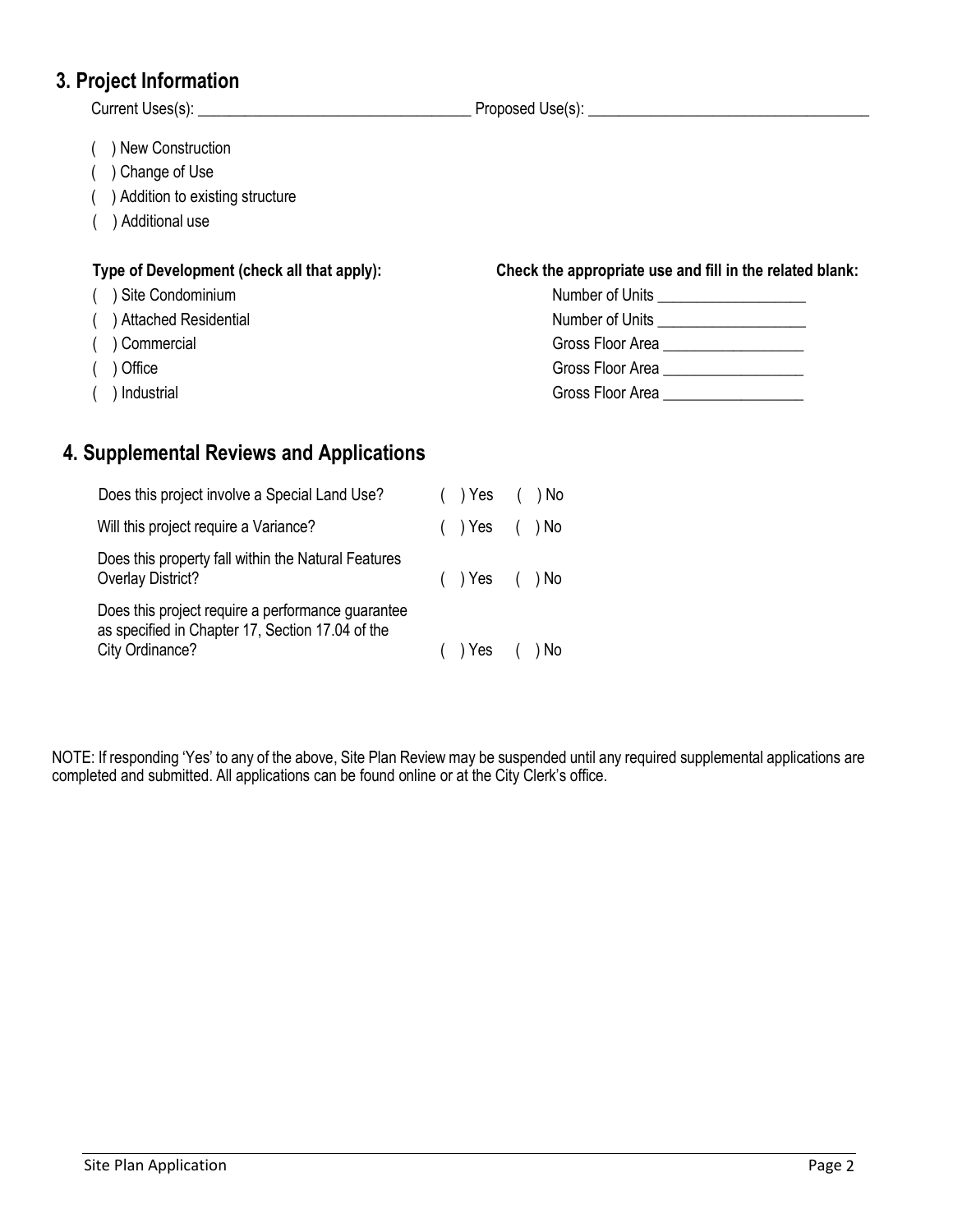## 3. Project Information

Current Uses(s): ___________________________________ Proposed Use(s): ____________________________________

( ) New Construction
( ) Change of Use
( ) Addition to existing structure
( ) Additional use

| Type of Development (check all that apply): | Check the appropriate use and fill in the related blank: |
|---|---|
| ( ) Site Condominium | Number of Units ___________________ |
| ( ) Attached Residential | Number of Units ___________________ |
| ( ) Commercial | Gross Floor Area __________________ |
| ( ) Office | Gross Floor Area __________________ |
| ( ) Industrial | Gross Floor Area __________________ |

## 4. Supplemental Reviews and Applications

| | | |
|---|---|---|
| Does this project involve a Special Land Use? | ( ) Yes | ( ) No |
| Will this project require a Variance? | ( ) Yes | ( ) No |
| Does this property fall within the Natural Features Overlay District? | ( ) Yes | ( ) No |
| Does this project require a performance guarantee as specified in Chapter 17, Section 17.04 of the City Ordinance? | ( ) Yes | ( ) No |

NOTE: If responding 'Yes' to any of the above, Site Plan Review may be suspended until any required supplemental applications are completed and submitted. All applications can be found online or at the City Clerk's office.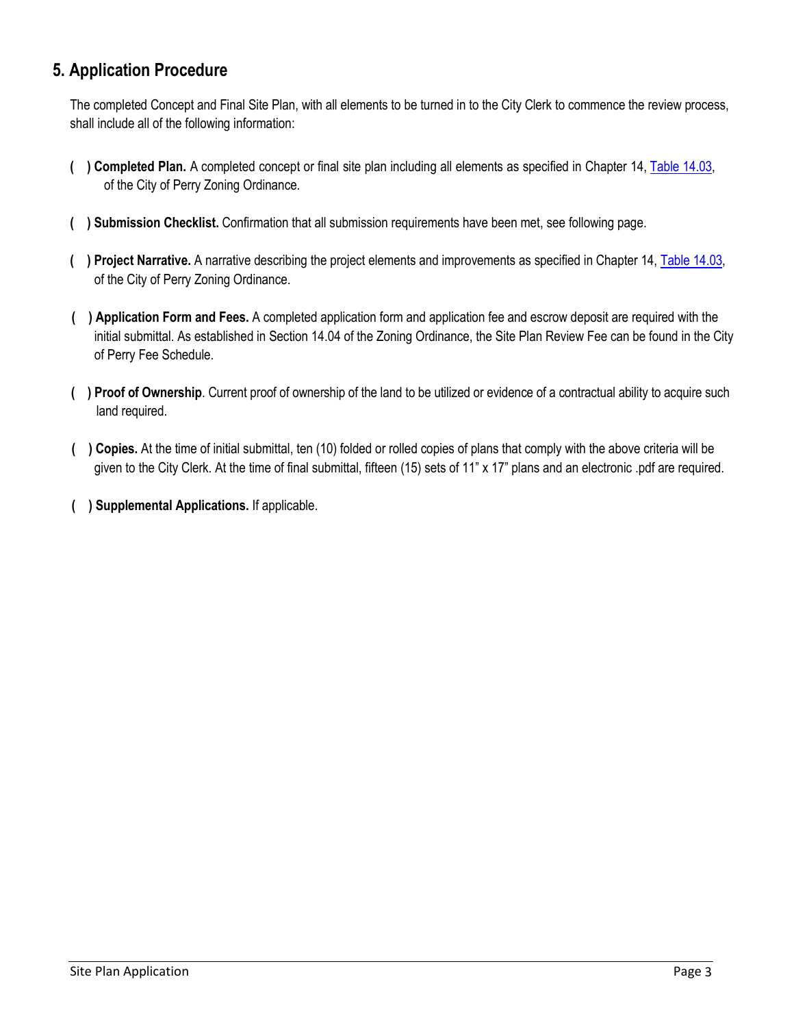## 5. Application Procedure

The completed Concept and Final Site Plan, with all elements to be turned in to the City Clerk to commence the review process, shall include all of the following information:

( ) **Completed Plan.** A completed concept or final site plan including all elements as specified in Chapter 14, Table 14.03, of the City of Perry Zoning Ordinance.

( ) **Submission Checklist.** Confirmation that all submission requirements have been met, see following page.

( ) **Project Narrative.** A narrative describing the project elements and improvements as specified in Chapter 14, Table 14.03, of the City of Perry Zoning Ordinance.

( ) **Application Form and Fees.** A completed application form and application fee and escrow deposit are required with the initial submittal. As established in Section 14.04 of the Zoning Ordinance, the Site Plan Review Fee can be found in the City of Perry Fee Schedule.

( ) **Proof of Ownership**. Current proof of ownership of the land to be utilized or evidence of a contractual ability to acquire such land required.

( ) **Copies.** At the time of initial submittal, ten (10) folded or rolled copies of plans that comply with the above criteria will be given to the City Clerk. At the time of final submittal, fifteen (15) sets of 11" x 17" plans and an electronic .pdf are required.

( ) **Supplemental Applications.** If applicable.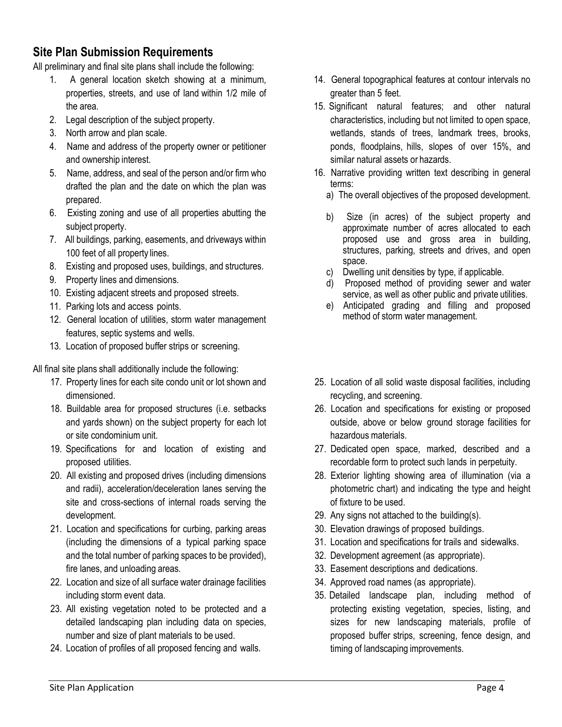## Site Plan Submission Requirements

All preliminary and final site plans shall include the following:

1. A general location sketch showing at a minimum, properties, streets, and use of land within 1/2 mile of the area.
2. Legal description of the subject property.
3. North arrow and plan scale.
4. Name and address of the property owner or petitioner and ownership interest.
5. Name, address, and seal of the person and/or firm who drafted the plan and the date on which the plan was prepared.
6. Existing zoning and use of all properties abutting the subject property.
7. All buildings, parking, easements, and driveways within 100 feet of all property lines.
8. Existing and proposed uses, buildings, and structures.
9. Property lines and dimensions.
10. Existing adjacent streets and proposed streets.
11. Parking lots and access points.
12. General location of utilities, storm water management features, septic systems and wells.
13. Location of proposed buffer strips or screening.
14. General topographical features at contour intervals no greater than 5 feet.
15. Significant natural features; and other natural characteristics, including but not limited to open space, wetlands, stands of trees, landmark trees, brooks, ponds, floodplains, hills, slopes of over 15%, and similar natural assets or hazards.
16. Narrative providing written text describing in general terms:
    a) The overall objectives of the proposed development.
    b) Size (in acres) of the subject property and approximate number of acres allocated to each proposed use and gross area in building, structures, parking, streets and drives, and open space.
    c) Dwelling unit densities by type, if applicable.
    d) Proposed method of providing sewer and water service, as well as other public and private utilities.
    e) Anticipated grading and filling and proposed method of storm water management.

All final site plans shall additionally include the following:

17. Property lines for each site condo unit or lot shown and dimensioned.
18. Buildable area for proposed structures (i.e. setbacks and yards shown) on the subject property for each lot or site condominium unit.
19. Specifications for and location of existing and proposed utilities.
20. All existing and proposed drives (including dimensions and radii), acceleration/deceleration lanes serving the site and cross-sections of internal roads serving the development.
21. Location and specifications for curbing, parking areas (including the dimensions of a typical parking space and the total number of parking spaces to be provided), fire lanes, and unloading areas.
22. Location and size of all surface water drainage facilities including storm event data.
23. All existing vegetation noted to be protected and a detailed landscaping plan including data on species, number and size of plant materials to be used.
24. Location of profiles of all proposed fencing and walls.
25. Location of all solid waste disposal facilities, including recycling, and screening.
26. Location and specifications for existing or proposed outside, above or below ground storage facilities for hazardous materials.
27. Dedicated open space, marked, described and a recordable form to protect such lands in perpetuity.
28. Exterior lighting showing area of illumination (via a photometric chart) and indicating the type and height of fixture to be used.
29. Any signs not attached to the building(s).
30. Elevation drawings of proposed buildings.
31. Location and specifications for trails and sidewalks.
32. Development agreement (as appropriate).
33. Easement descriptions and dedications.
34. Approved road names (as appropriate).
35. Detailed landscape plan, including method of protecting existing vegetation, species, listing, and sizes for new landscaping materials, profile of proposed buffer strips, screening, fence design, and timing of landscaping improvements.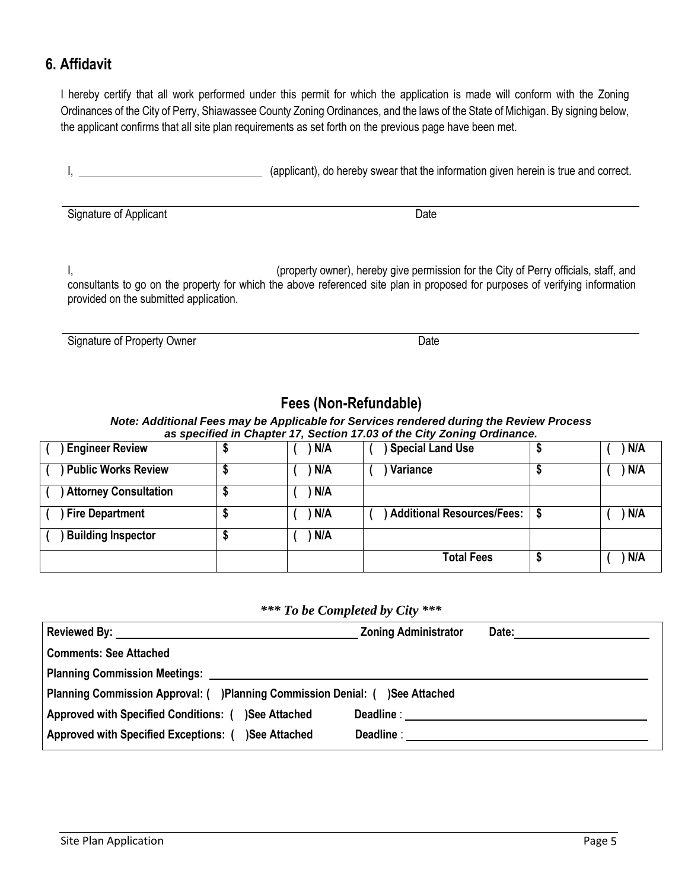## 6. Affidavit

I hereby certify that all work performed under this permit for which the application is made will conform with the Zoning Ordinances of the City of Perry, Shiawassee County Zoning Ordinances, and the laws of the State of Michigan. By signing below, the applicant confirms that all site plan requirements as set forth on the previous page have been met.

I, ______________________________ (applicant), do hereby swear that the information given herein is true and correct.

______________________________________________________________________
Signature of Applicant Date

I, ______________________________ (property owner), hereby give permission for the City of Perry officials, staff, and consultants to go on the property for which the above referenced site plan in proposed for purposes of verifying information provided on the submitted application.

______________________________________________________________________
Signature of Property Owner Date

## Fees (Non-Refundable)

***Note: Additional Fees may be Applicable for Services rendered during the Review Process as specified in Chapter 17, Section 17.03 of the City Zoning Ordinance.***

| ( ) Engineer Review | $ | ( ) N/A | ( ) Special Land Use | $ | ( ) N/A |
|---|---|---|---|---|---|
| ( ) Public Works Review | $ | ( ) N/A | ( ) Variance | $ | ( ) N/A |
| ( ) Attorney Consultation | $ | ( ) N/A | | | |
| ( ) Fire Department | $ | ( ) N/A | ( ) Additional Resources/Fees: | $ | ( ) N/A |
| ( ) Building Inspector | $ | ( ) N/A | | | |
| | | | Total Fees | $ | ( ) N/A |

***\*\*\* To be Completed by City \*\*\****

**Reviewed By:** ______________________________ **Zoning Administrator Date:** ____________________

**Comments: See Attached**

**Planning Commission Meetings:** ______________________________________________

**Planning Commission Approval: ( )Planning Commission Denial: ( )See Attached**

**Approved with Specified Conditions: ( )See Attached Deadline** : ______________________________

**Approved with Specified Exceptions: ( )See Attached Deadline** : ______________________________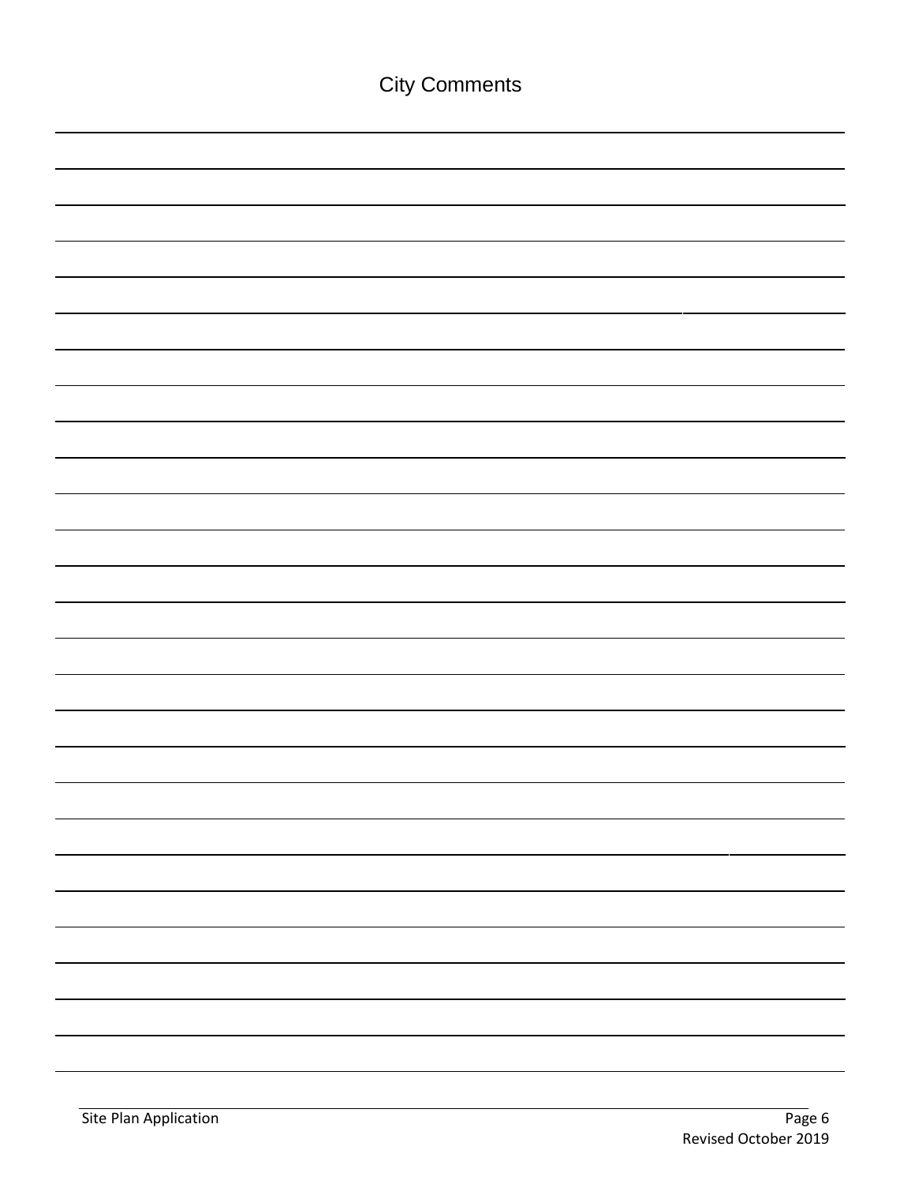# City Comments